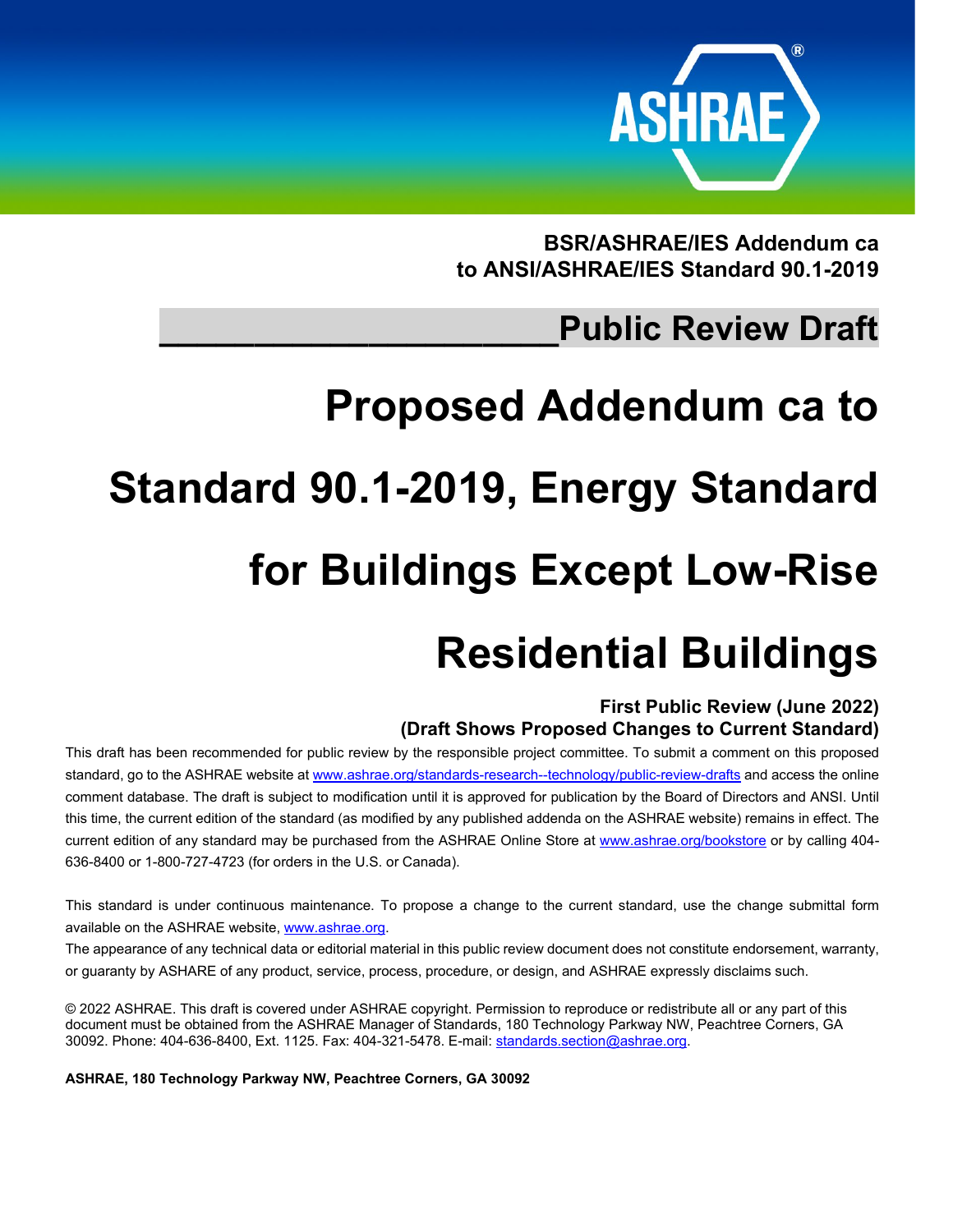**BSR/ASHRAE/IES Addendum ca**
**to ANSI/ASHRAE/IES Standard 90.1-2019**

## Public Review Draft

# Proposed Addendum ca to Standard 90.1-2019, Energy Standard for Buildings Except Low-Rise Residential Buildings

**First Public Review (June 2022)**
**(Draft Shows Proposed Changes to Current Standard)**

This draft has been recommended for public review by the responsible project committee. To submit a comment on this proposed standard, go to the ASHRAE website at www.ashrae.org/standards-research--technology/public-review-drafts and access the online comment database. The draft is subject to modification until it is approved for publication by the Board of Directors and ANSI. Until this time, the current edition of the standard (as modified by any published addenda on the ASHRAE website) remains in effect. The current edition of any standard may be purchased from the ASHRAE Online Store at www.ashrae.org/bookstore or by calling 404-636-8400 or 1-800-727-4723 (for orders in the U.S. or Canada).

This standard is under continuous maintenance. To propose a change to the current standard, use the change submittal form available on the ASHRAE website, www.ashrae.org.

The appearance of any technical data or editorial material in this public review document does not constitute endorsement, warranty, or guaranty by ASHARE of any product, service, process, procedure, or design, and ASHRAE expressly disclaims such.

© 2022 ASHRAE. This draft is covered under ASHRAE copyright. Permission to reproduce or redistribute all or any part of this document must be obtained from the ASHRAE Manager of Standards, 180 Technology Parkway NW, Peachtree Corners, GA 30092. Phone: 404-636-8400, Ext. 1125. Fax: 404-321-5478. E-mail: standards.section@ashrae.org.

**ASHRAE, 180 Technology Parkway NW, Peachtree Corners, GA 30092**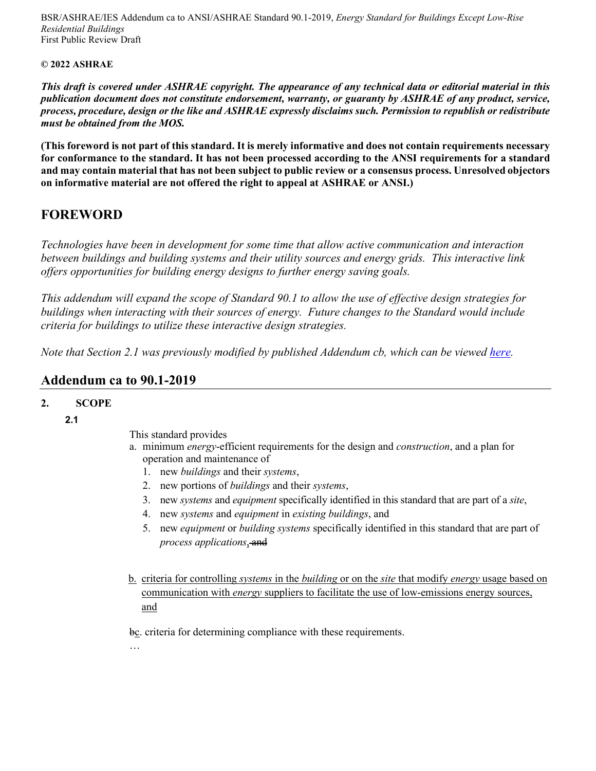BSR/ASHRAE/IES Addendum ca to ANSI/ASHRAE Standard 90.1-2019, *Energy Standard for Buildings Except Low-Rise Residential Buildings*
First Public Review Draft

**© 2022 ASHRAE**

***This draft is covered under ASHRAE copyright. The appearance of any technical data or editorial material in this publication document does not constitute endorsement, warranty, or guaranty by ASHRAE of any product, service, process, procedure, design or the like and ASHRAE expressly disclaims such. Permission to republish or redistribute must be obtained from the MOS.***

**(This foreword is not part of this standard. It is merely informative and does not contain requirements necessary for conformance to the standard. It has not been processed according to the ANSI requirements for a standard and may contain material that has not been subject to public review or a consensus process. Unresolved objectors on informative material are not offered the right to appeal at ASHRAE or ANSI.)**

## FOREWORD

*Technologies have been in development for some time that allow active communication and interaction between buildings and building systems and their utility sources and energy grids. This interactive link offers opportunities for building energy designs to further energy saving goals.*

*This addendum will expand the scope of Standard 90.1 to allow the use of effective design strategies for buildings when interacting with their sources of energy. Future changes to the Standard would include criteria for buildings to utilize these interactive design strategies.*

*Note that Section 2.1 was previously modified by published Addendum cb, which can be viewed here.*

## Addendum ca to 90.1-2019

### 2. SCOPE

**2.1**

This standard provides

a. minimum *energy*-efficient requirements for the design and *construction*, and a plan for operation and maintenance of
   1. new *buildings* and their *systems*,
   2. new portions of *buildings* and their *systems*,
   3. new *systems* and *equipment* specifically identified in this standard that are part of a *site*,
   4. new *systems* and *equipment* in *existing buildings*, and
   5. new *equipment* or *building systems* specifically identified in this standard that are part of *process applications*, ~~and~~

<u>b. criteria for controlling *systems* in the *building* or on the *site* that modify *energy* usage based on communication with *energy* suppliers to facilitate the use of low-emissions energy sources, and</u>

~~b~~<u>c</u>. criteria for determining compliance with these requirements.

…